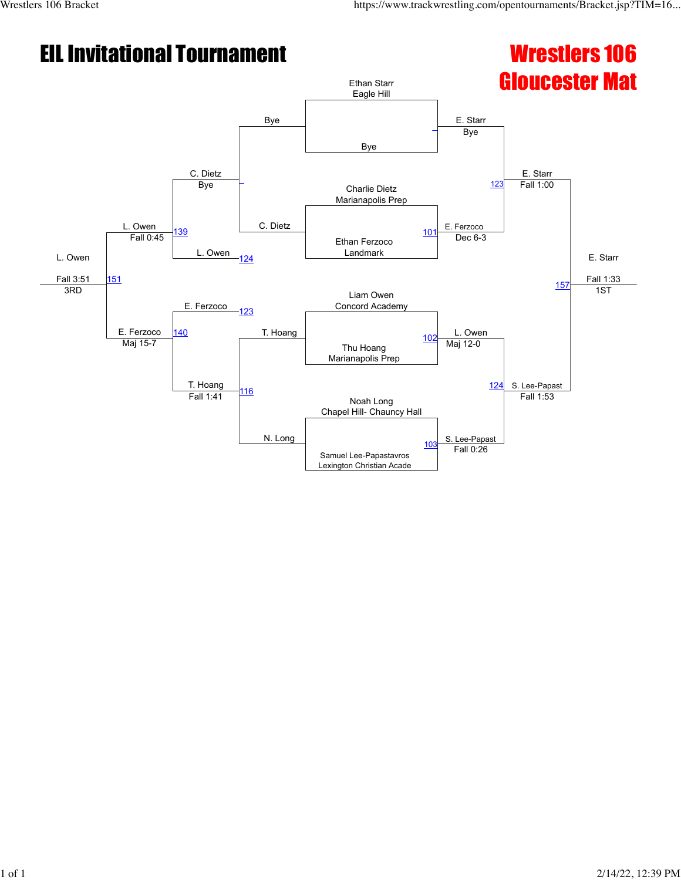# EIL Invitational Tournament

## Wrestlers 106
## Gloucester Mat

Ethan Starr
Eagle Hill

Bye

Charlie Dietz
Marianapolis Prep

Ethan Ferzoco
Landmark

Liam Owen
Concord Academy

Thu Hoang
Marianapolis Prep

Noah Long
Chapel Hill- Chauncy Hall

Samuel Lee-Papastavros
Lexington Christian Acade

E. Starr
Bye

101
E. Ferzoco
Dec 6-3

102
L. Owen
Maj 12-0

103
S. Lee-Papast
Fall 0:26

123
E. Starr
Fall 1:00

124
S. Lee-Papast
Fall 1:53

157
E. Starr
Fall 1:33
1ST

Bye

C. Dietz

T. Hoang

N. Long

C. Dietz
Bye

124
L. Owen

123
E. Ferzoco

116
T. Hoang
Fall 1:41

139
L. Owen
Fall 0:45

140
E. Ferzoco
Maj 15-7

151
L. Owen
Fall 3:51
3RD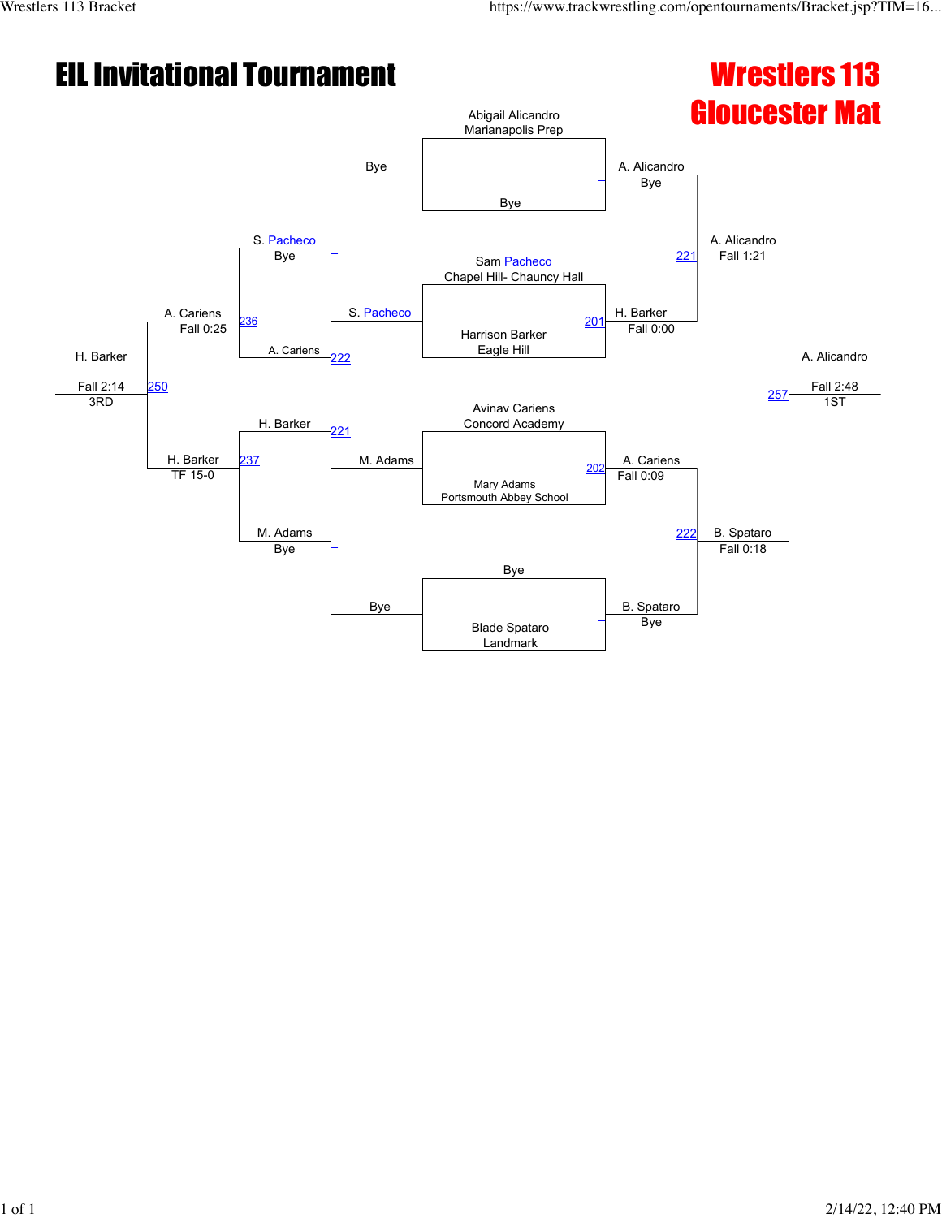# EIL Invitational Tournament

## Wrestlers 113
## Gloucester Mat

**Championship bracket – first round**

Abigail Alicandro
Marianapolis Prep
Bye

Sam Pacheco
Chapel Hill- Chauncy Hall
Harrison Barker
Eagle Hill
201

Avinav Cariens
Concord Academy
Mary Adams
Portsmouth Abbey School
202

Bye
Blade Spataro
Landmark

**Championship bracket – quarterfinals and semifinals**

A. Alicandro
Bye

H. Barker
Fall 0:00

221

A. Alicandro
Fall 1:21

A. Cariens
Fall 0:09

B. Spataro
Bye

222

B. Spataro
Fall 0:18

257

A. Alicandro
Fall 2:48
1ST

**Consolation bracket**

Bye
S. Pacheco

S. Pacheco
Bye

A. Cariens
222

236

A. Cariens
Fall 0:25

H. Barker
221

M. Adams
Bye

M. Adams
Bye

237

H. Barker
TF 15-0

250

H. Barker
Fall 2:14
3RD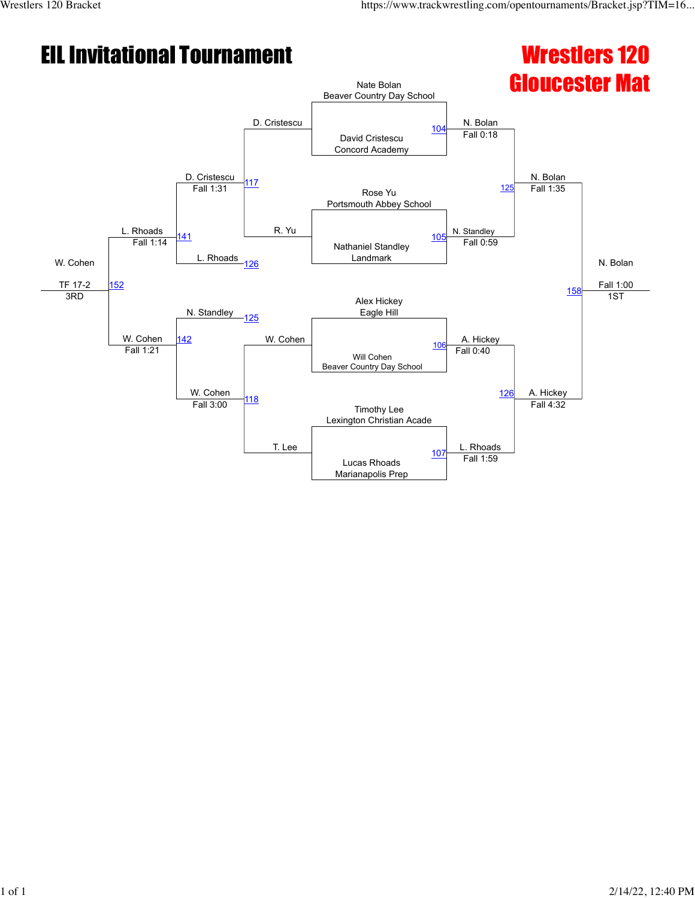# EIL Invitational Tournament

## Wrestlers 120
## Gloucester Mat

Nate Bolan
Beaver Country Day School

David Cristescu
Concord Academy

104

N. Bolan
Fall 0:18

D. Cristescu

Rose Yu
Portsmouth Abbey School

Nathaniel Standley
Landmark

105

N. Standley
Fall 0:59

R. Yu

125

N. Bolan
Fall 1:35

117

D. Cristescu
Fall 1:31

L. Rhoads

126

141

L. Rhoads
Fall 1:14

W. Cohen

TF 17-2
3RD

152

Alex Hickey
Eagle Hill

Will Cohen
Beaver Country Day School

106

A. Hickey
Fall 0:40

W. Cohen

Timothy Lee
Lexington Christian Acade

Lucas Rhoads
Marianapolis Prep

107

L. Rhoads
Fall 1:59

T. Lee

126

A. Hickey
Fall 4:32

158

N. Bolan

Fall 1:00
1ST

N. Standley

125

142

W. Cohen
Fall 1:21

118

W. Cohen
Fall 3:00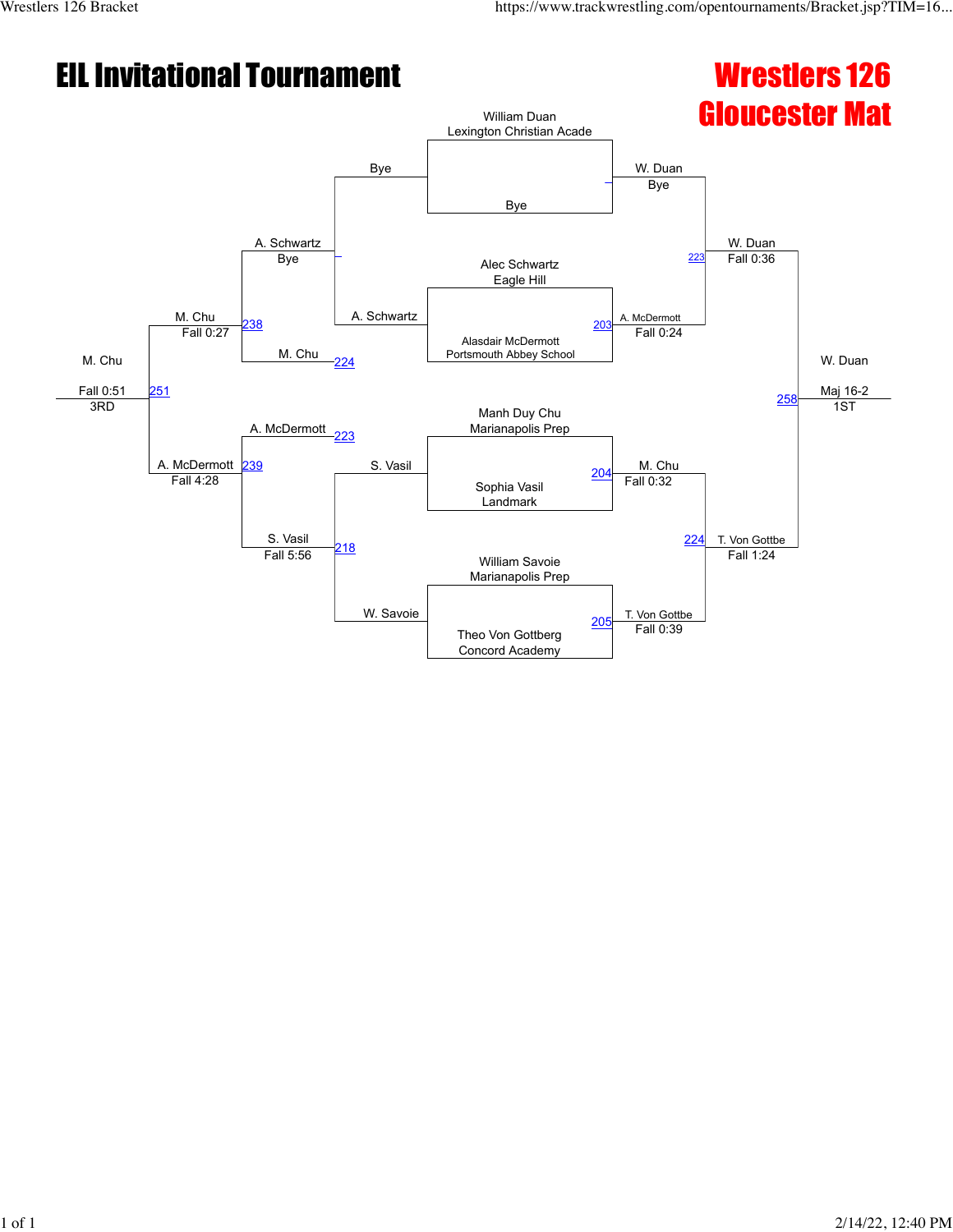# EIL Invitational Tournament

## Wrestlers 126
## Gloucester Mat

William Duan
Lexington Christian Acade

Bye

W. Duan
Bye

Alec Schwartz
Eagle Hill

Alasdair McDermott
Portsmouth Abbey School

203

A. McDermott
Fall 0:24

223

W. Duan
Fall 0:36

Manh Duy Chu
Marianapolis Prep

Sophia Vasil
Landmark

204

M. Chu
Fall 0:32

William Savoie
Marianapolis Prep

Theo Von Gottberg
Concord Academy

205

T. Von Gottbe
Fall 0:39

224

T. Von Gottbe
Fall 1:24

258

W. Duan
Maj 16-2
1ST

Bye

A. Schwartz

A. Schwartz
Bye

M. Chu

224

238

M. Chu
Fall 0:27

A. McDermott

223

S. Vasil

W. Savoie

218

S. Vasil
Fall 5:56

239

A. McDermott
Fall 4:28

251

M. Chu
Fall 0:51
3RD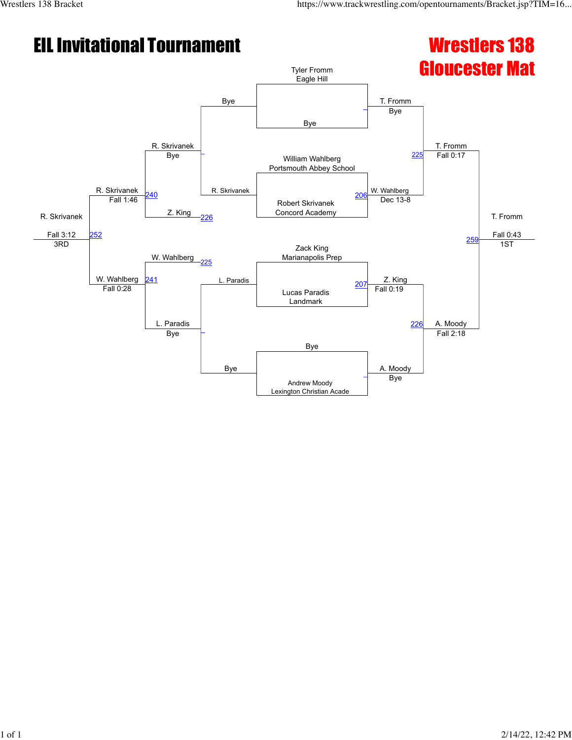# EIL Invitational Tournament

## Wrestlers 138
## Gloucester Mat

Tyler Fromm
Eagle Hill

Bye

T. Fromm
Bye

William Wahlberg
Portsmouth Abbey School

Robert Skrivanek
Concord Academy

206

W. Wahlberg
Dec 13-8

225

T. Fromm
Fall 0:17

Zack King
Marianapolis Prep

Lucas Paradis
Landmark

207

Z. King
Fall 0:19

Bye

Andrew Moody
Lexington Christian Acade

A. Moody
Bye

226

A. Moody
Fall 2:18

259

T. Fromm

Fall 0:43
1ST

Bye

R. Skrivanek

R. Skrivanek
Bye

Z. King

226

240

R. Skrivanek
Fall 1:46

W. Wahlberg

225

L. Paradis

L. Paradis
Bye

Bye

241

W. Wahlberg
Fall 0:28

252

R. Skrivanek

Fall 3:12
3RD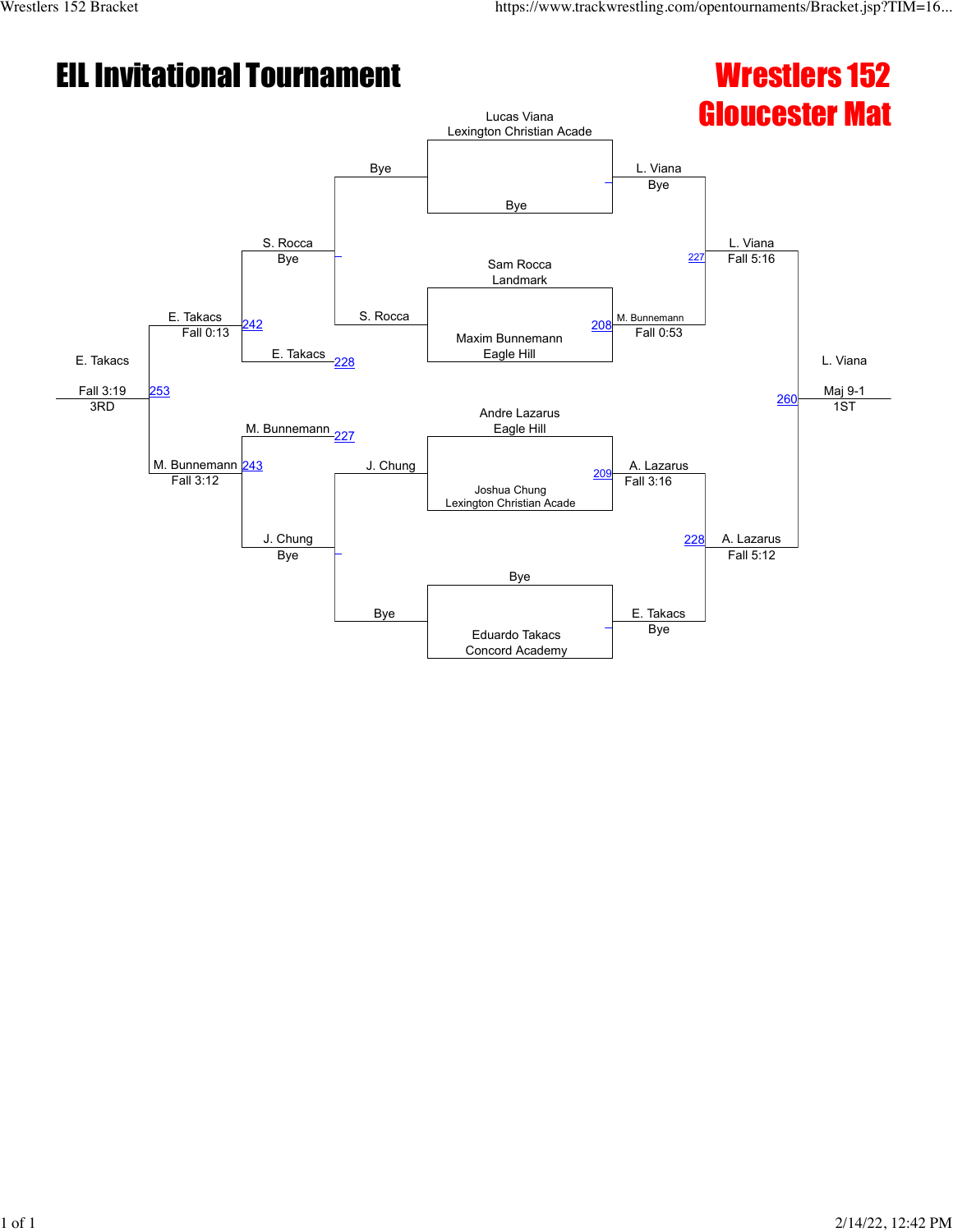# EIL Invitational Tournament

## Wrestlers 152
## Gloucester Mat

Lucas Viana
Lexington Christian Acade

Bye

L. Viana
Bye

Sam Rocca
Landmark

Maxim Bunnemann
Eagle Hill

208

M. Bunnemann
Fall 0:53

227

L. Viana
Fall 5:16

Andre Lazarus
Eagle Hill

Joshua Chung
Lexington Christian Acade

209

A. Lazarus
Fall 3:16

Bye

Eduardo Takacs
Concord Academy

E. Takacs
Bye

228

A. Lazarus
Fall 5:12

260

L. Viana

Maj 9-1
1ST

Bye

S. Rocca

S. Rocca
Bye

E. Takacs
228

242

E. Takacs
Fall 0:13

M. Bunnemann
227

J. Chung

J. Chung
Bye

Bye

243

M. Bunnemann
Fall 3:12

253

E. Takacs

Fall 3:19
3RD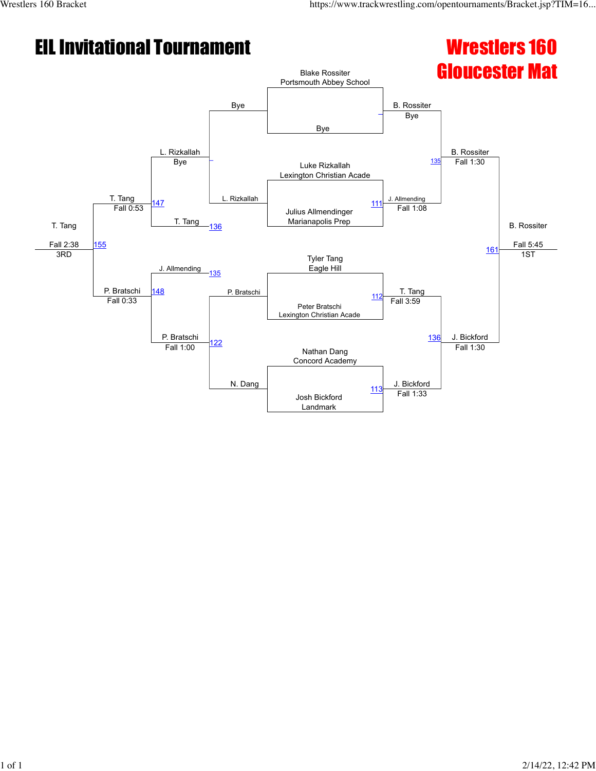# EIL Invitational Tournament

## Wrestlers 160
## Gloucester Mat

Blake Rossiter
Portsmouth Abbey School

Bye

B. Rossiter
Bye

Luke Rizkallah
Lexington Christian Acade

Julius Allmendinger
Marianapolis Prep

111

J. Allmending
Fall 1:08

135

B. Rossiter
Fall 1:30

Tyler Tang
Eagle Hill

Peter Bratschi
Lexington Christian Acade

112

T. Tang
Fall 3:59

Nathan Dang
Concord Academy

Josh Bickford
Landmark

113

J. Bickford
Fall 1:33

136

J. Bickford
Fall 1:30

161

B. Rossiter

Fall 5:45
1ST

Bye

L. Rizkallah

L. Rizkallah
Bye

T. Tang

136

147

T. Tang
Fall 0:53

J. Allmending

135

P. Bratschi

N. Dang

122

P. Bratschi
Fall 1:00

148

P. Bratschi
Fall 0:33

155

T. Tang

Fall 2:38
3RD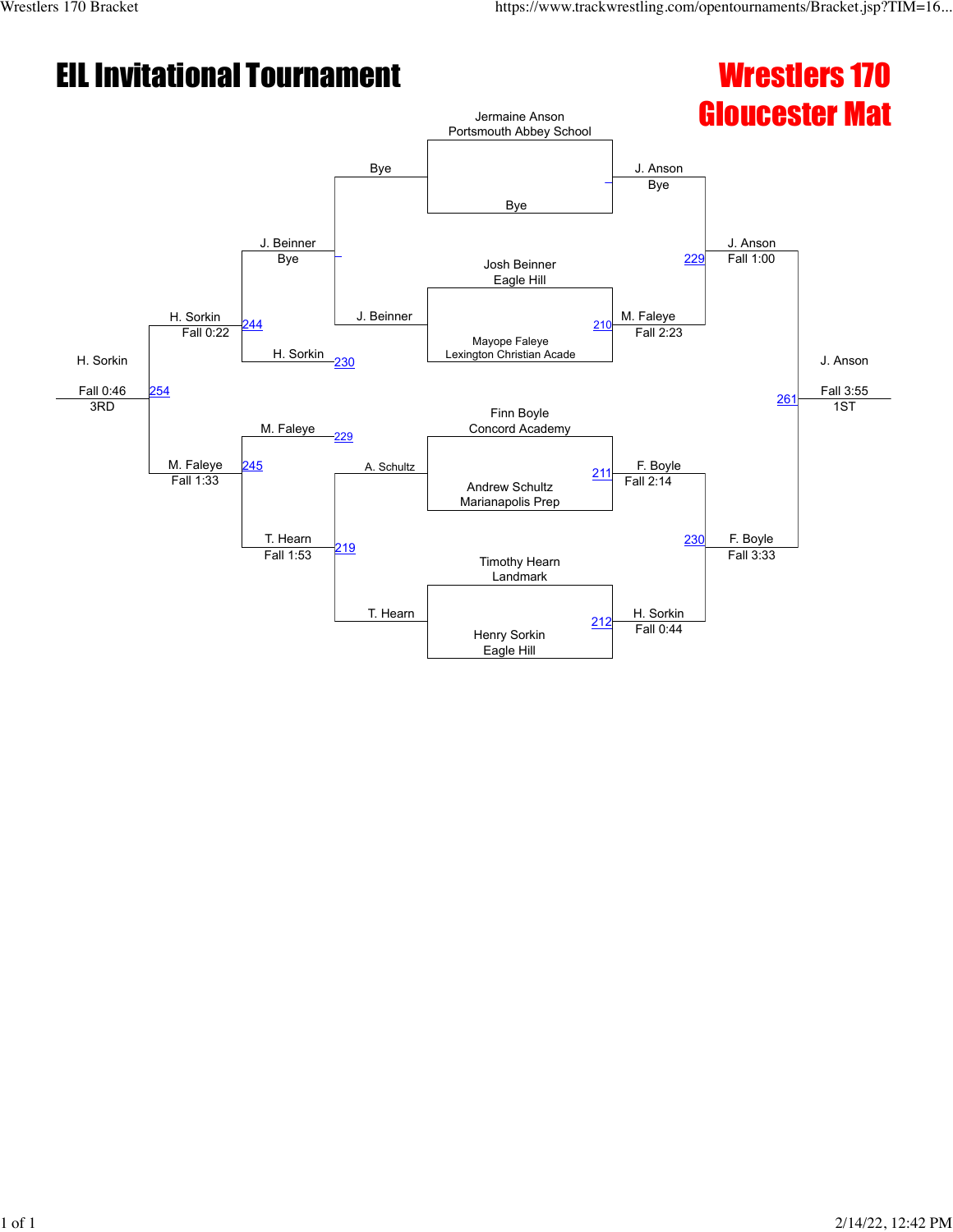# EIL Invitational Tournament

## Wrestlers 170
## Gloucester Mat

Jermaine Anson
Portsmouth Abbey School

Bye

J. Anson
Bye

Josh Beinner
Eagle Hill

Mayope Faleye
Lexington Christian Acade

210

M. Faleye
Fall 2:23

229

J. Anson
Fall 1:00

Finn Boyle
Concord Academy

Andrew Schultz
Marianapolis Prep

211

F. Boyle
Fall 2:14

Timothy Hearn
Landmark

Henry Sorkin
Eagle Hill

212

H. Sorkin
Fall 0:44

230

F. Boyle
Fall 3:33

261

J. Anson

Fall 3:55
1ST

Bye

J. Beinner

J. Beinner
Bye

H. Sorkin

230

244

H. Sorkin
Fall 0:22

M. Faleye

229

A. Schultz

T. Hearn

219

T. Hearn
Fall 1:53

245

M. Faleye
Fall 1:33

254

H. Sorkin

Fall 0:46
3RD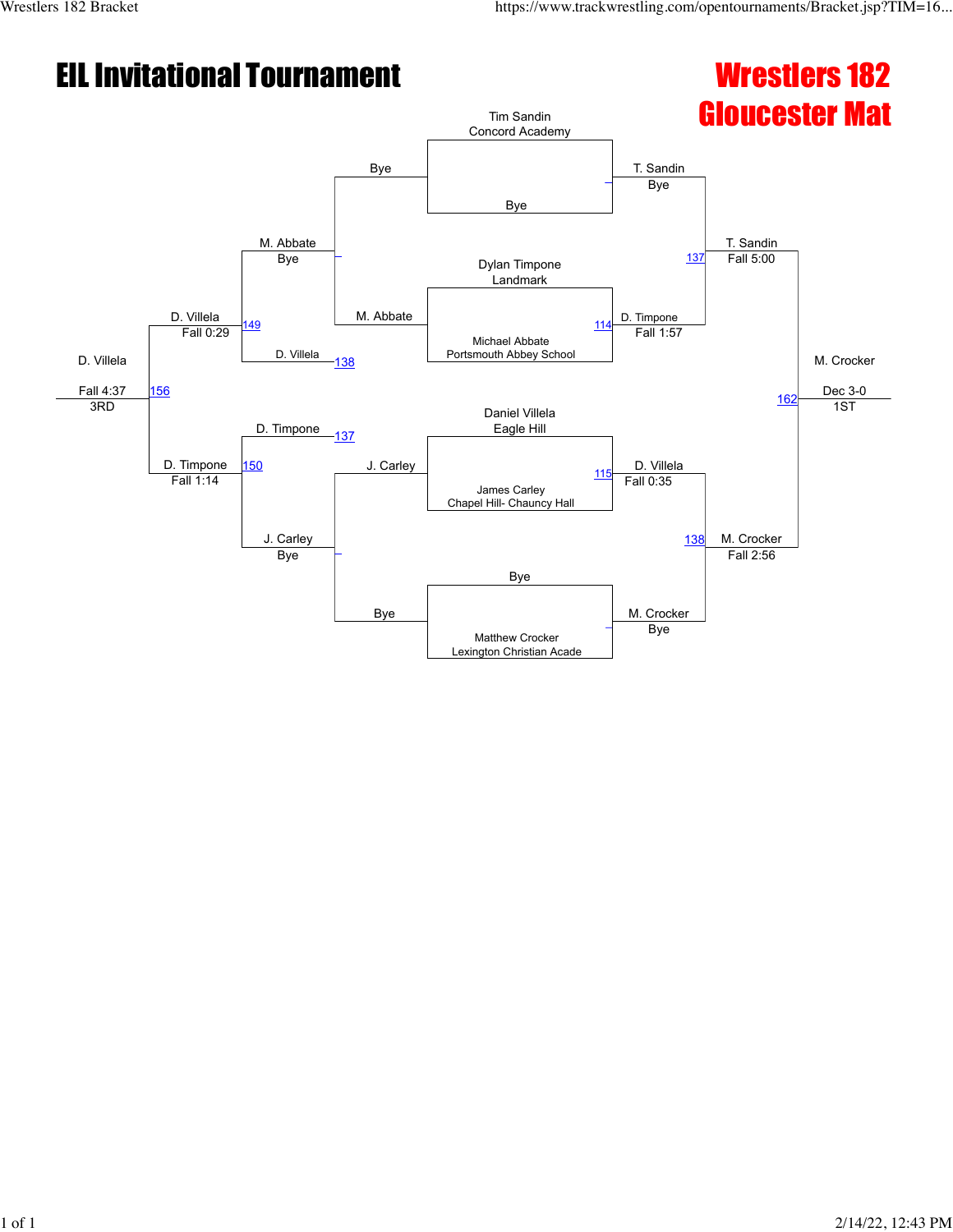# EIL Invitational Tournament

## Wrestlers 182
## Gloucester Mat

Tim Sandin
Concord Academy

Bye

T. Sandin
Bye

Bye

M. Abbate
Bye

137

T. Sandin
Fall 5:00

Dylan Timpone
Landmark

M. Abbate

114

D. Timpone
Fall 1:57

Michael Abbate
Portsmouth Abbey School

D. Villela
Fall 0:29

149

D. Villela

138

D. Villela

Fall 4:37
3RD

156

M. Crocker

162

Dec 3-0
1ST

Daniel Villela
Eagle Hill

D. Timpone

137

J. Carley

115

D. Villela
Fall 0:35

D. Timpone
Fall 1:14

150

James Carley
Chapel Hill- Chauncy Hall

J. Carley
Bye

138

M. Crocker
Fall 2:56

Bye

Bye

M. Crocker
Bye

Matthew Crocker
Lexington Christian Acade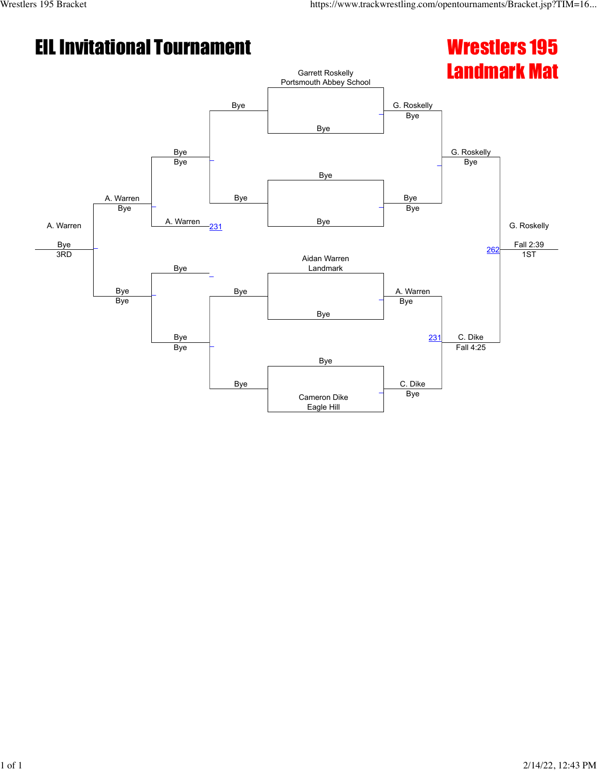# EIL Invitational Tournament

## Wrestlers 195
## Landmark Mat

Garrett Roskelly
Portsmouth Abbey School

Bye

G. Roskelly
Bye

Bye

Bye

Bye

Bye
Bye

Bye
Bye

G. Roskelly
Bye

A. Warren
Bye

A. Warren

231

A. Warren

Bye
3RD

G. Roskelly

262

Fall 2:39
1ST

Aidan Warren
Landmark

Bye

Bye

A. Warren
Bye

Bye

Bye
Bye

231

C. Dike
Fall 4:25

Bye
Bye

Bye

Bye

C. Dike
Bye

Cameron Dike
Eagle Hill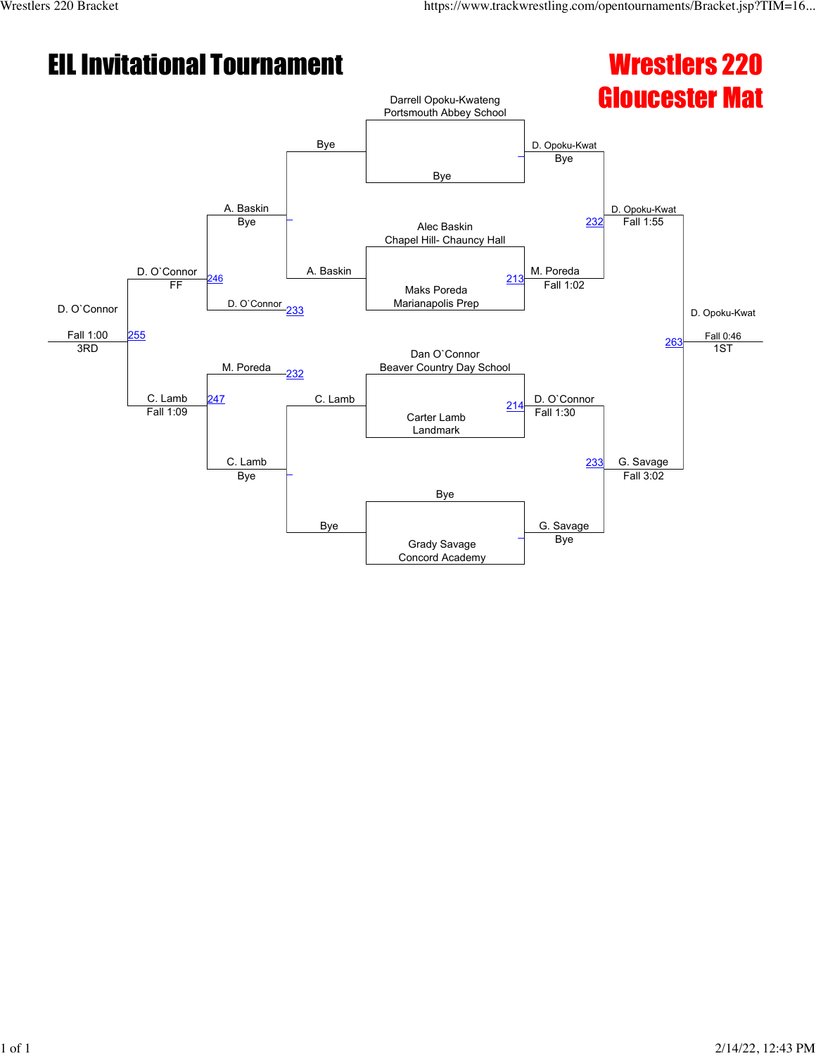# EIL Invitational Tournament

# Wrestlers 220
# Gloucester Mat

Darrell Opoku-Kwateng
Portsmouth Abbey School

Bye

D. Opoku-Kwat
Bye

Alec Baskin
Chapel Hill- Chauncy Hall

Maks Poreda
Marianapolis Prep

213

M. Poreda
Fall 1:02

232

D. Opoku-Kwat
Fall 1:55

Bye

A. Baskin

A. Baskin
Bye

246

D. O`Connor
FF

D. O`Connor

233

D. O`Connor

Fall 1:00
3RD

255

D. Opoku-Kwat

Fall 0:46
1ST

263

M. Poreda

232

C. Lamb
Fall 1:09

247

C. Lamb

Dan O`Connor
Beaver Country Day School

Carter Lamb
Landmark

214

D. O`Connor
Fall 1:30

233

G. Savage
Fall 3:02

C. Lamb
Bye

Bye

Bye

Grady Savage
Concord Academy

G. Savage
Bye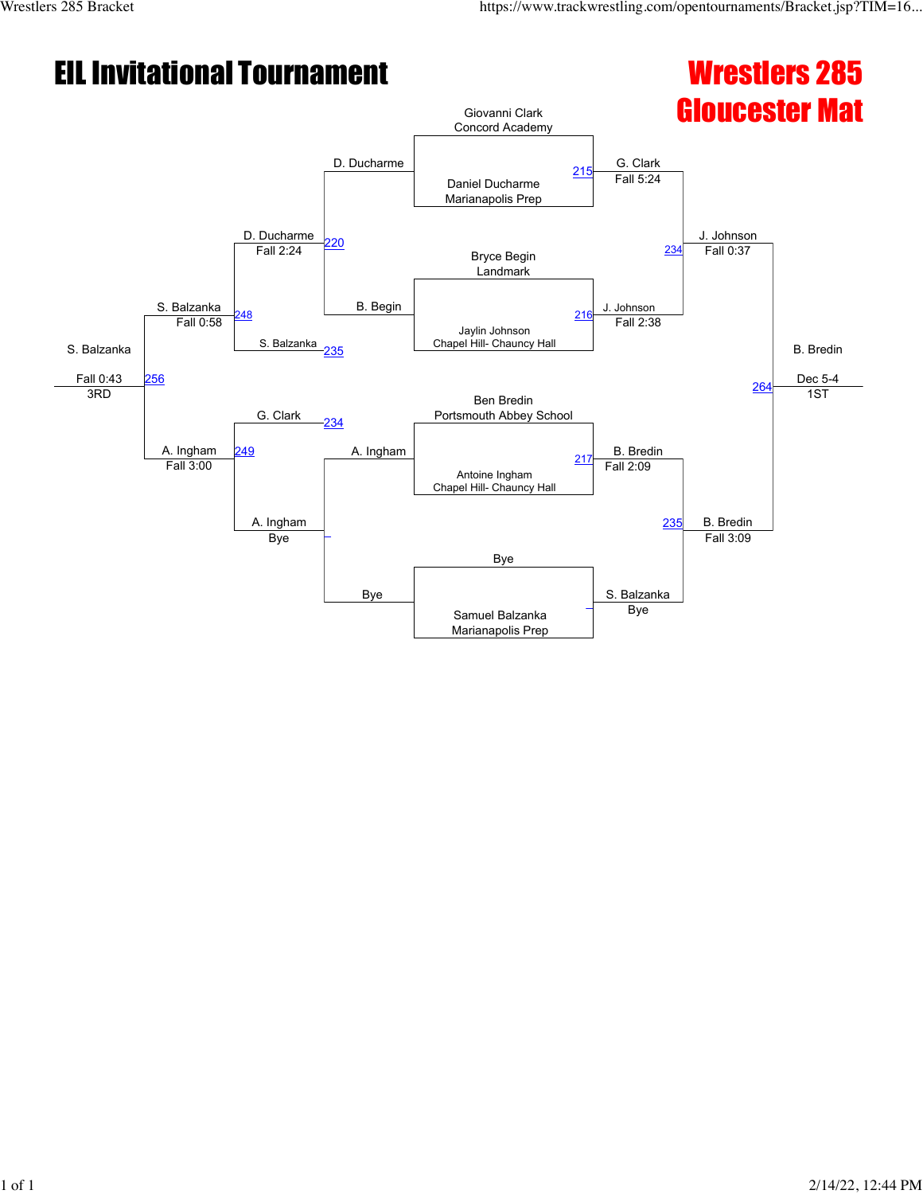# EIL Invitational Tournament

## Wrestlers 285
## Gloucester Mat

Giovanni Clark
Concord Academy

Daniel Ducharme
Marianapolis Prep

215

G. Clark
Fall 5:24

D. Ducharme

Bryce Begin
Landmark

Jaylin Johnson
Chapel Hill- Chauncy Hall

216

J. Johnson
Fall 2:38

B. Begin

220

234

J. Johnson
Fall 0:37

D. Ducharme
Fall 2:24

248

S. Balzanka

235

S. Balzanka
Fall 0:58

S. Balzanka

Fall 0:43
3RD

256

264

B. Bredin

Dec 5-4
1ST

G. Clark

234

A. Ingham
Fall 3:00

249

A. Ingham
Bye

Ben Bredin
Portsmouth Abbey School

Antoine Ingham
Chapel Hill- Chauncy Hall

217

B. Bredin
Fall 2:09

A. Ingham

235

B. Bredin
Fall 3:09

Bye

Samuel Balzanka
Marianapolis Prep

S. Balzanka
Bye

Bye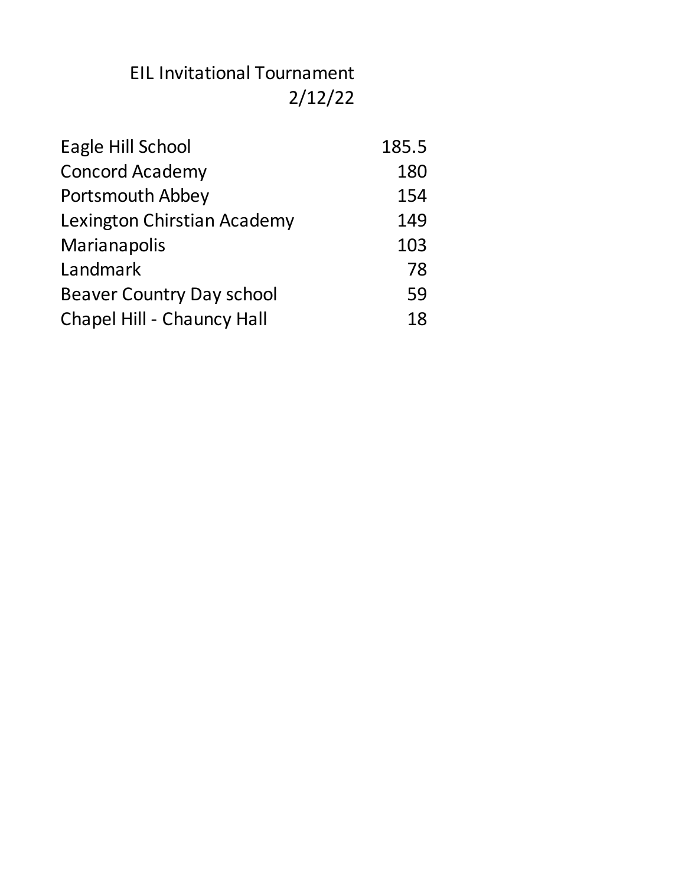EIL Invitational Tournament

2/12/22

| | |
|---|---|
| Eagle Hill School | 185.5 |
| Concord Academy | 180 |
| Portsmouth Abbey | 154 |
| Lexington Chirstian Academy | 149 |
| Marianapolis | 103 |
| Landmark | 78 |
| Beaver Country Day school | 59 |
| Chapel Hill - Chauncy Hall | 18 |